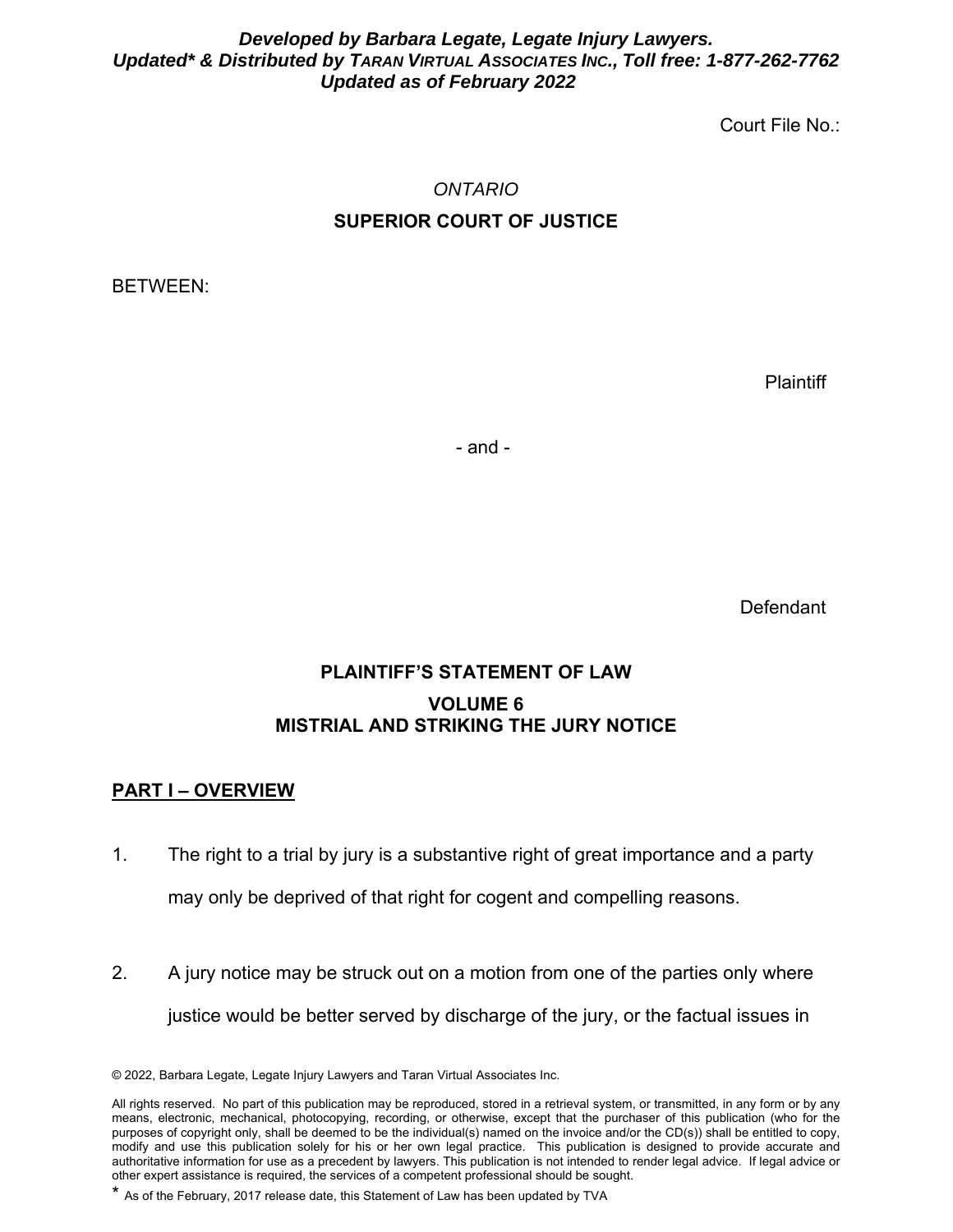***Developed by Barbara Legate, Legate Injury Lawyers.***
***Updated\* & Distributed by TARAN VIRTUAL ASSOCIATES INC., Toll free: 1-877-262-7762***
***Updated as of February 2022***

Court File No.:

*ONTARIO*

**SUPERIOR COURT OF JUSTICE**

BETWEEN:

Plaintiff

- and -

Defendant

**PLAINTIFF'S STATEMENT OF LAW**

**VOLUME 6**
**MISTRIAL AND STRIKING THE JURY NOTICE**

## PART I – OVERVIEW

1. The right to a trial by jury is a substantive right of great importance and a party may only be deprived of that right for cogent and compelling reasons.

2. A jury notice may be struck out on a motion from one of the parties only where justice would be better served by discharge of the jury, or the factual issues in

© 2022, Barbara Legate, Legate Injury Lawyers and Taran Virtual Associates Inc.

All rights reserved. No part of this publication may be reproduced, stored in a retrieval system, or transmitted, in any form or by any means, electronic, mechanical, photocopying, recording, or otherwise, except that the purchaser of this publication (who for the purposes of copyright only, shall be deemed to be the individual(s) named on the invoice and/or the CD(s)) shall be entitled to copy, modify and use this publication solely for his or her own legal practice. This publication is designed to provide accurate and authoritative information for use as a precedent by lawyers. This publication is not intended to render legal advice. If legal advice or other expert assistance is required, the services of a competent professional should be sought.

\* As of the February, 2017 release date, this Statement of Law has been updated by TVA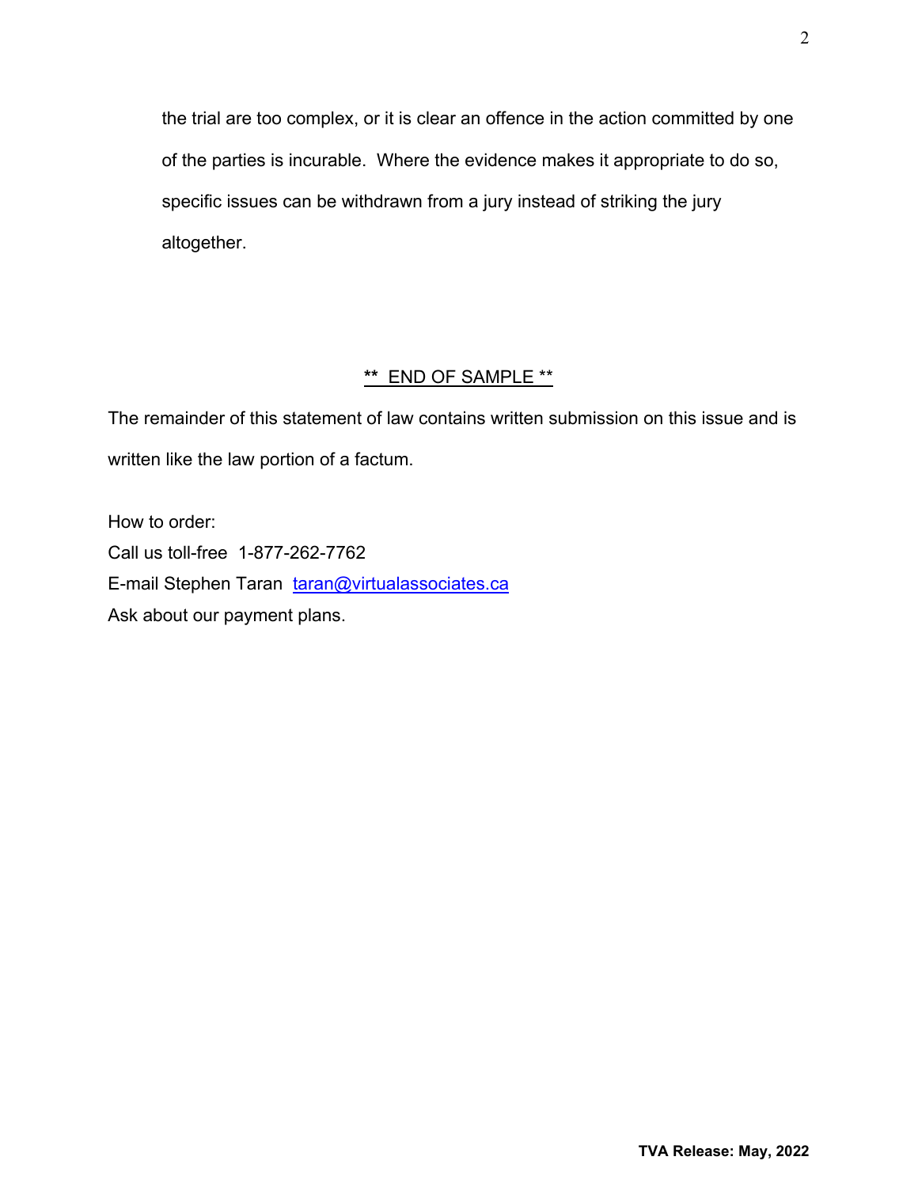the trial are too complex, or it is clear an offence in the action committed by one of the parties is incurable. Where the evidence makes it appropriate to do so, specific issues can be withdrawn from a jury instead of striking the jury altogether.

** END OF SAMPLE **

The remainder of this statement of law contains written submission on this issue and is written like the law portion of a factum.

How to order:
Call us toll-free 1-877-262-7762
E-mail Stephen Taran [taran@virtualassociates.ca](mailto:taran@virtualassociates.ca)
Ask about our payment plans.

**TVA Release: May, 2022**